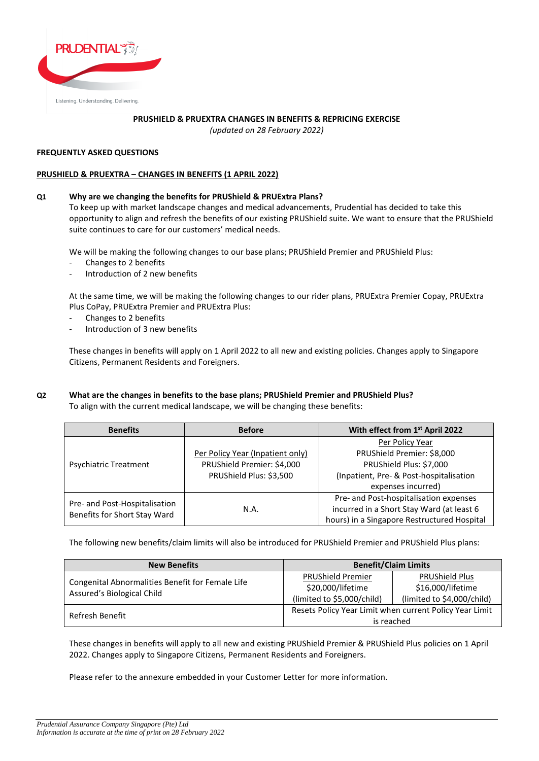**PRUSHIELD & PRUEXTRA CHANGES IN BENEFITS & REPRICING EXERCISE**

*(updated on 28 February 2022)*

**FREQUENTLY ASKED QUESTIONS**

**PRUSHIELD & PRUEXTRA – CHANGES IN BENEFITS (1 APRIL 2022)**

**Q1 Why are we changing the benefits for PRUShield & PRUExtra Plans?**

To keep up with market landscape changes and medical advancements, Prudential has decided to take this opportunity to align and refresh the benefits of our existing PRUShield suite. We want to ensure that the PRUShield suite continues to care for our customers' medical needs.

We will be making the following changes to our base plans; PRUShield Premier and PRUShield Plus:

- Changes to 2 benefits
- Introduction of 2 new benefits

At the same time, we will be making the following changes to our rider plans, PRUExtra Premier Copay, PRUExtra Plus CoPay, PRUExtra Premier and PRUExtra Plus:

- Changes to 2 benefits
- Introduction of 3 new benefits

These changes in benefits will apply on 1 April 2022 to all new and existing policies. Changes apply to Singapore Citizens, Permanent Residents and Foreigners.

**Q2 What are the changes in benefits to the base plans; PRUShield Premier and PRUShield Plus?**

To align with the current medical landscape, we will be changing these benefits:

| Benefits | Before | With effect from 1st April 2022 |
|---|---|---|
| Psychiatric Treatment | Per Policy Year (Inpatient only)<br>PRUShield Premier: $4,000<br>PRUShield Plus: $3,500 | Per Policy Year<br>PRUShield Premier: $8,000<br>PRUShield Plus: $7,000<br>(Inpatient, Pre- & Post-hospitalisation expenses incurred) |
| Pre- and Post-Hospitalisation Benefits for Short Stay Ward | N.A. | Pre- and Post-hospitalisation expenses incurred in a Short Stay Ward (at least 6 hours) in a Singapore Restructured Hospital |

The following new benefits/claim limits will also be introduced for PRUShield Premier and PRUShield Plus plans:

| New Benefits | Benefit/Claim Limits | |
|---|---|---|
| Congenital Abnormalities Benefit for Female Life Assured's Biological Child | PRUShield Premier<br>$20,000/lifetime<br>(limited to $5,000/child) | PRUShield Plus<br>$16,000/lifetime<br>(limited to $4,000/child) |
| Refresh Benefit | Resets Policy Year Limit when current Policy Year Limit is reached | |

These changes in benefits will apply to all new and existing PRUShield Premier & PRUShield Plus policies on 1 April 2022. Changes apply to Singapore Citizens, Permanent Residents and Foreigners.

Please refer to the annexure embedded in your Customer Letter for more information.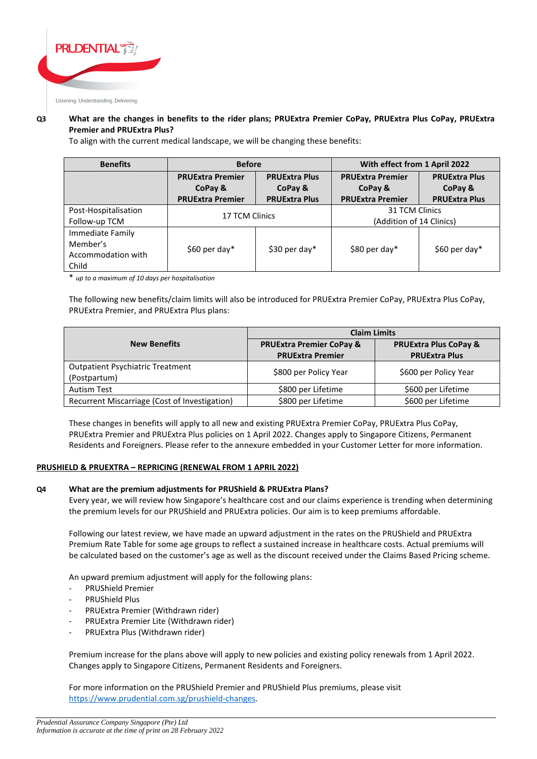**Q3 What are the changes in benefits to the rider plans; PRUExtra Premier CoPay, PRUExtra Plus CoPay, PRUExtra Premier and PRUExtra Plus?**

To align with the current medical landscape, we will be changing these benefits:

| Benefits | Before | | With effect from 1 April 2022 | |
|---|---|---|---|---|
| | **PRUExtra Premier CoPay & PRUExtra Premier** | **PRUExtra Plus CoPay & PRUExtra Plus** | **PRUExtra Premier CoPay & PRUExtra Premier** | **PRUExtra Plus CoPay & PRUExtra Plus** |
| Post-Hospitalisation Follow-up TCM | 17 TCM Clinics | | 31 TCM Clinics (Addition of 14 Clinics) | |
| Immediate Family Member's Accommodation with Child | $60 per day* | $30 per day* | $80 per day* | $60 per day* |

\* *up to a maximum of 10 days per hospitalisation*

The following new benefits/claim limits will also be introduced for PRUExtra Premier CoPay, PRUExtra Plus CoPay, PRUExtra Premier, and PRUExtra Plus plans:

| New Benefits | Claim Limits | |
|---|---|---|
| | **PRUExtra Premier CoPay & PRUExtra Premier** | **PRUExtra Plus CoPay & PRUExtra Plus** |
| Outpatient Psychiatric Treatment (Postpartum) | $800 per Policy Year | $600 per Policy Year |
| Autism Test | $800 per Lifetime | $600 per Lifetime |
| Recurrent Miscarriage (Cost of Investigation) | $800 per Lifetime | $600 per Lifetime |

These changes in benefits will apply to all new and existing PRUExtra Premier CoPay, PRUExtra Plus CoPay, PRUExtra Premier and PRUExtra Plus policies on 1 April 2022. Changes apply to Singapore Citizens, Permanent Residents and Foreigners. Please refer to the annexure embedded in your Customer Letter for more information.

**PRUSHIELD & PRUEXTRA – REPRICING (RENEWAL FROM 1 APRIL 2022)**

**Q4 What are the premium adjustments for PRUShield & PRUExtra Plans?**

Every year, we will review how Singapore's healthcare cost and our claims experience is trending when determining the premium levels for our PRUShield and PRUExtra policies. Our aim is to keep premiums affordable.

Following our latest review, we have made an upward adjustment in the rates on the PRUShield and PRUExtra Premium Rate Table for some age groups to reflect a sustained increase in healthcare costs. Actual premiums will be calculated based on the customer's age as well as the discount received under the Claims Based Pricing scheme.

An upward premium adjustment will apply for the following plans:

- PRUShield Premier
- PRUShield Plus
- PRUExtra Premier (Withdrawn rider)
- PRUExtra Premier Lite (Withdrawn rider)
- PRUExtra Plus (Withdrawn rider)

Premium increase for the plans above will apply to new policies and existing policy renewals from 1 April 2022. Changes apply to Singapore Citizens, Permanent Residents and Foreigners.

For more information on the PRUShield Premier and PRUShield Plus premiums, please visit https://www.prudential.com.sg/prushield-changes.

*Prudential Assurance Company Singapore (Pte) Ltd*
*Information is accurate at the time of print on 28 February 2022*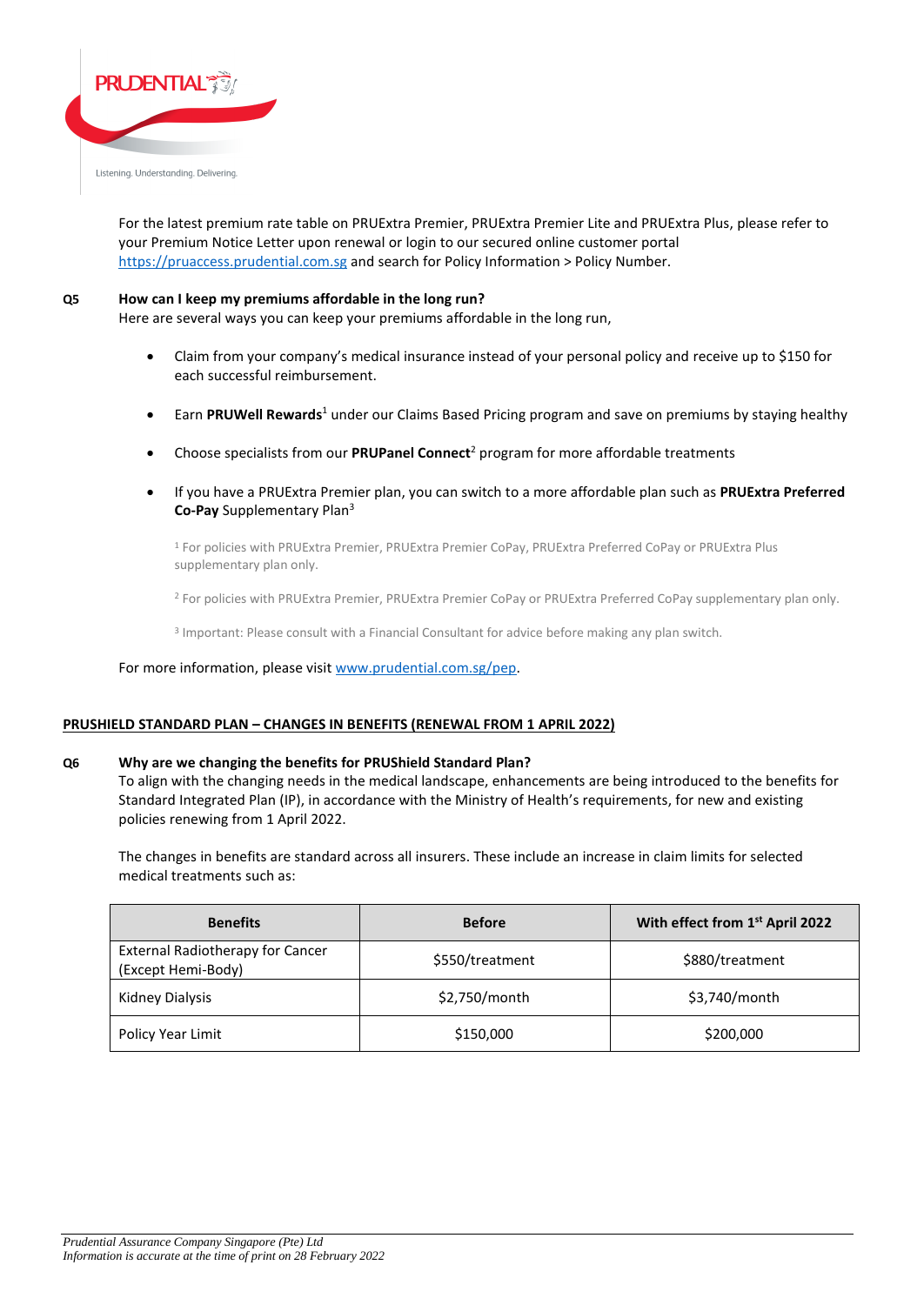For the latest premium rate table on PRUExtra Premier, PRUExtra Premier Lite and PRUExtra Plus, please refer to your Premium Notice Letter upon renewal or login to our secured online customer portal https://pruaccess.prudential.com.sg and search for Policy Information > Policy Number.

**Q5 How can I keep my premiums affordable in the long run?**

Here are several ways you can keep your premiums affordable in the long run,

- Claim from your company's medical insurance instead of your personal policy and receive up to $150 for each successful reimbursement.
- Earn **PRUWell Rewards**[1] under our Claims Based Pricing program and save on premiums by staying healthy
- Choose specialists from our **PRUPanel Connect**[2] program for more affordable treatments
- If you have a PRUExtra Premier plan, you can switch to a more affordable plan such as **PRUExtra Preferred Co-Pay** Supplementary Plan[3]

[1] For policies with PRUExtra Premier, PRUExtra Premier CoPay, PRUExtra Preferred CoPay or PRUExtra Plus supplementary plan only.

[2] For policies with PRUExtra Premier, PRUExtra Premier CoPay or PRUExtra Preferred CoPay supplementary plan only.

[3] Important: Please consult with a Financial Consultant for advice before making any plan switch.

For more information, please visit www.prudential.com.sg/pep.

## PRUSHIELD STANDARD PLAN – CHANGES IN BENEFITS (RENEWAL FROM 1 APRIL 2022)

**Q6 Why are we changing the benefits for PRUShield Standard Plan?**

To align with the changing needs in the medical landscape, enhancements are being introduced to the benefits for Standard Integrated Plan (IP), in accordance with the Ministry of Health's requirements, for new and existing policies renewing from 1 April 2022.

The changes in benefits are standard across all insurers. These include an increase in claim limits for selected medical treatments such as:

| Benefits | Before | With effect from 1st April 2022 |
|---|---|---|
| External Radiotherapy for Cancer (Except Hemi-Body) | $550/treatment | $880/treatment |
| Kidney Dialysis | $2,750/month | $3,740/month |
| Policy Year Limit | $150,000 | $200,000 |

*Prudential Assurance Company Singapore (Pte) Ltd*
*Information is accurate at the time of print on 28 February 2022*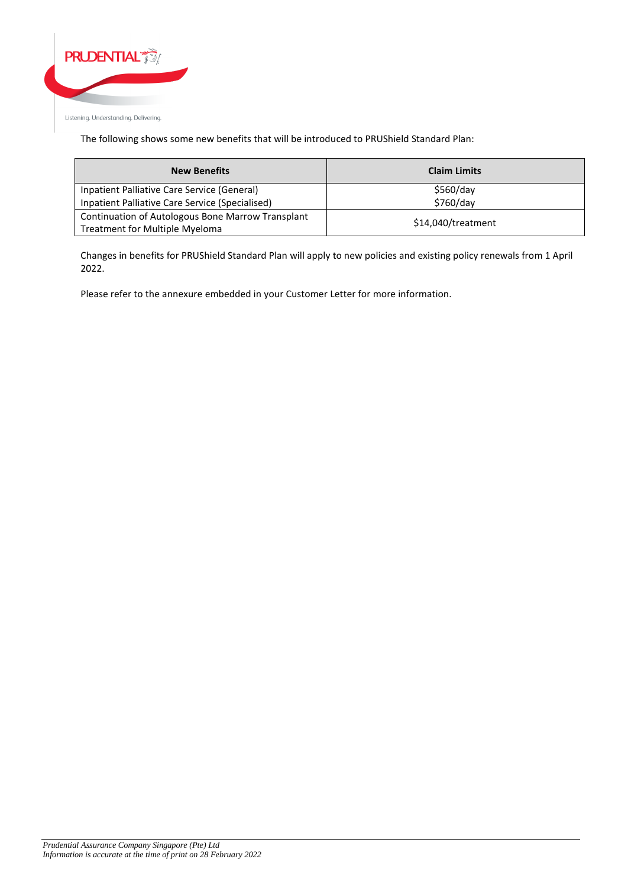The following shows some new benefits that will be introduced to PRUShield Standard Plan:

| New Benefits | Claim Limits |
| --- | --- |
| Inpatient Palliative Care Service (General)<br>Inpatient Palliative Care Service (Specialised) | $560/day<br>$760/day |
| Continuation of Autologous Bone Marrow Transplant Treatment for Multiple Myeloma | $14,040/treatment |

Changes in benefits for PRUShield Standard Plan will apply to new policies and existing policy renewals from 1 April 2022.

Please refer to the annexure embedded in your Customer Letter for more information.

*Prudential Assurance Company Singapore (Pte) Ltd*
*Information is accurate at the time of print on 28 February 2022*